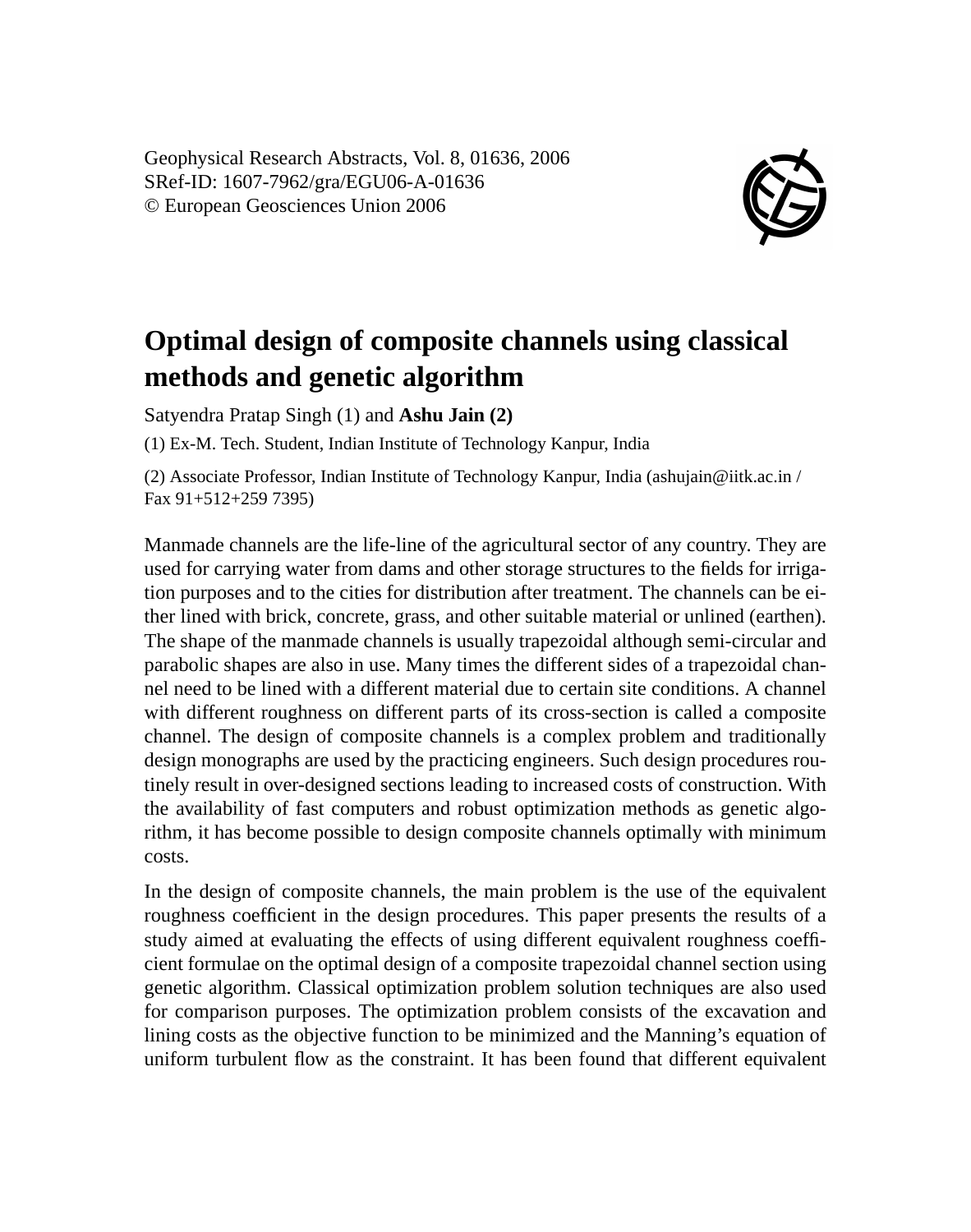Geophysical Research Abstracts, Vol. 8, 01636, 2006
SRef-ID: 1607-7962/gra/EGU06-A-01636
© European Geosciences Union 2006

# Optimal design of composite channels using classical methods and genetic algorithm

Satyendra Pratap Singh (1) and **Ashu Jain (2)**

(1) Ex-M. Tech. Student, Indian Institute of Technology Kanpur, India

(2) Associate Professor, Indian Institute of Technology Kanpur, India (ashujain@iitk.ac.in / Fax 91+512+259 7395)

Manmade channels are the life-line of the agricultural sector of any country. They are used for carrying water from dams and other storage structures to the fields for irrigation purposes and to the cities for distribution after treatment. The channels can be either lined with brick, concrete, grass, and other suitable material or unlined (earthen). The shape of the manmade channels is usually trapezoidal although semi-circular and parabolic shapes are also in use. Many times the different sides of a trapezoidal channel need to be lined with a different material due to certain site conditions. A channel with different roughness on different parts of its cross-section is called a composite channel. The design of composite channels is a complex problem and traditionally design monographs are used by the practicing engineers. Such design procedures routinely result in over-designed sections leading to increased costs of construction. With the availability of fast computers and robust optimization methods as genetic algorithm, it has become possible to design composite channels optimally with minimum costs.

In the design of composite channels, the main problem is the use of the equivalent roughness coefficient in the design procedures. This paper presents the results of a study aimed at evaluating the effects of using different equivalent roughness coefficient formulae on the optimal design of a composite trapezoidal channel section using genetic algorithm. Classical optimization problem solution techniques are also used for comparison purposes. The optimization problem consists of the excavation and lining costs as the objective function to be minimized and the Manning's equation of uniform turbulent flow as the constraint. It has been found that different equivalent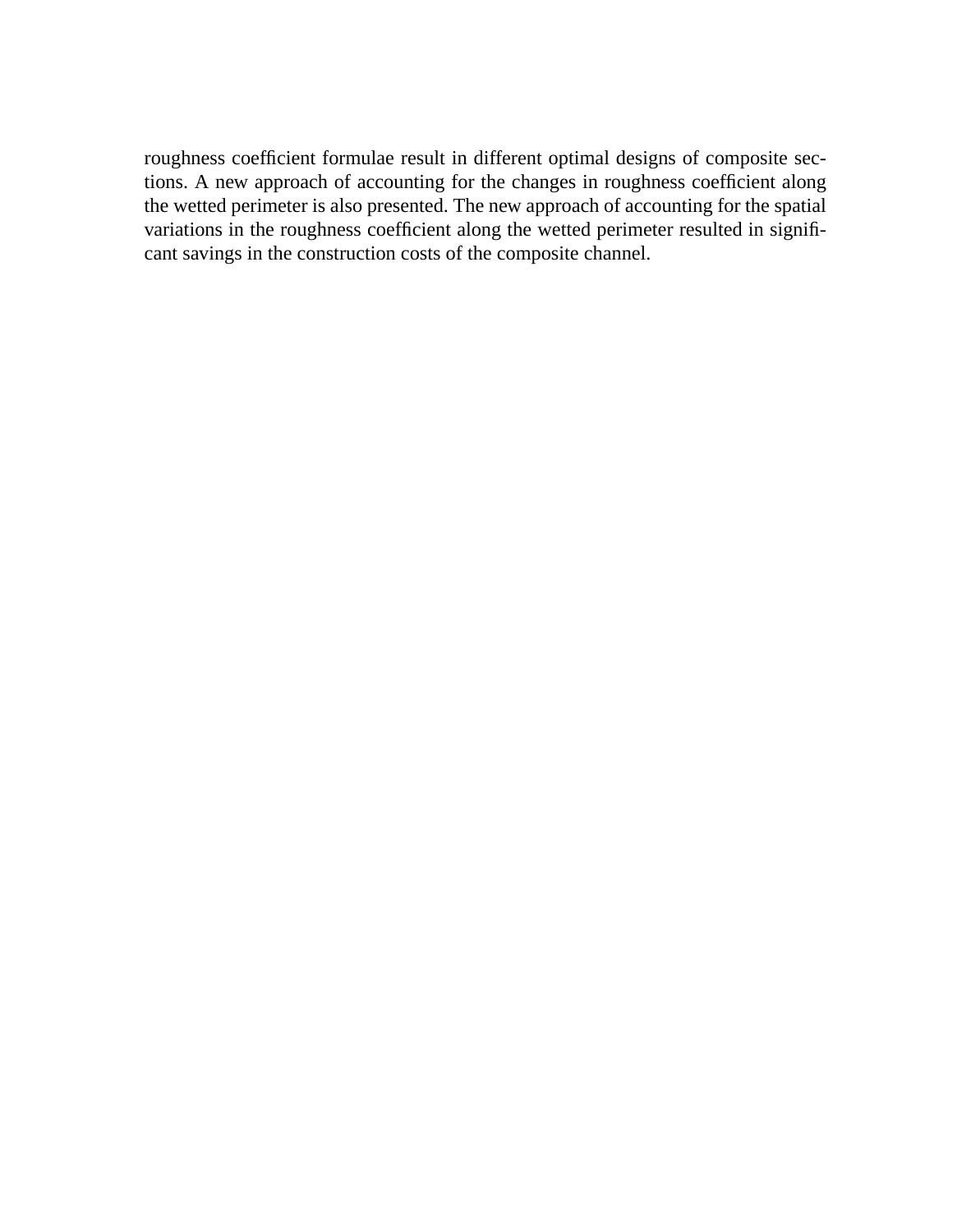roughness coefficient formulae result in different optimal designs of composite sections. A new approach of accounting for the changes in roughness coefficient along the wetted perimeter is also presented. The new approach of accounting for the spatial variations in the roughness coefficient along the wetted perimeter resulted in significant savings in the construction costs of the composite channel.